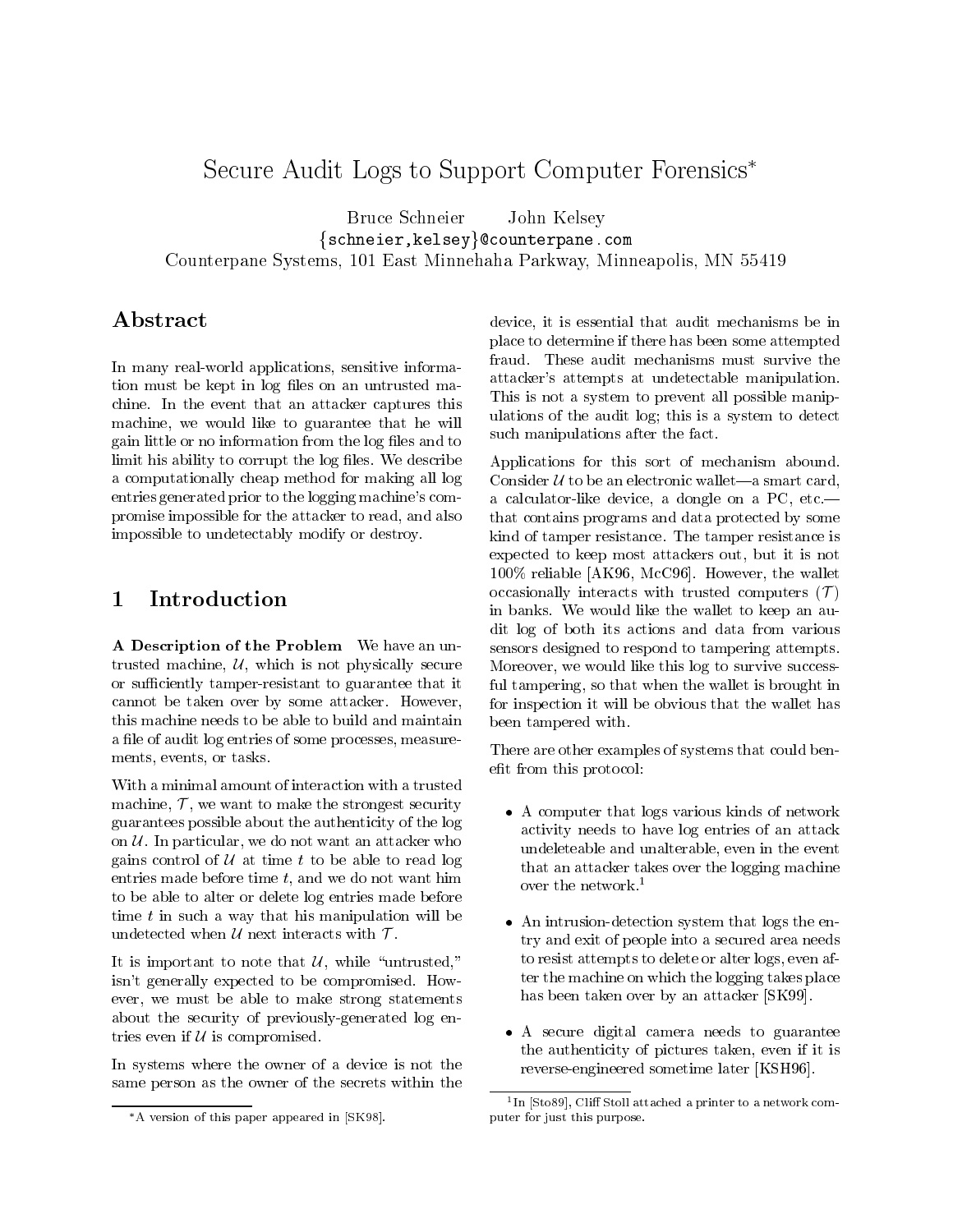# Secure Audit Logs to Support Computer Forensics*

Bruce Schneier  John Kelsey

{schneier,kelsey}@counterpane.com

Counterpane Systems, 101 East Minnehaha Parkway, Minneapolis, MN 55419

## Abstract

In many real-world applications, sensitive information must be kept in log files on an untrusted machine. In the event that an attacker captures this machine, we would like to guarantee that he will gain little or no information from the log files and to limit his ability to corrupt the log files. We describe a computationally cheap method for making all log entries generated prior to the logging machine's compromise impossible for the attacker to read, and also impossible to undetectably modify or destroy.

## 1 Introduction

**A Description of the Problem** We have an untrusted machine, $\mathcal{U}$, which is not physically secure or sufficiently tamper-resistant to guarantee that it cannot be taken over by some attacker. However, this machine needs to be able to build and maintain a file of audit log entries of some processes, measurements, events, or tasks.

With a minimal amount of interaction with a trusted machine, $\mathcal{T}$, we want to make the strongest security guarantees possible about the authenticity of the log on $\mathcal{U}$. In particular, we do not want an attacker who gains control of $\mathcal{U}$ at time $t$ to be able to read log entries made before time $t$, and we do not want him to be able to alter or delete log entries made before time $t$ in such a way that his manipulation will be undetected when $\mathcal{U}$ next interacts with $\mathcal{T}$.

It is important to note that $\mathcal{U}$, while "untrusted," isn't generally expected to be compromised. However, we must be able to make strong statements about the security of previously-generated log entries even if $\mathcal{U}$ is compromised.

In systems where the owner of a device is not the same person as the owner of the secrets within the device, it is essential that audit mechanisms be in place to determine if there has been some attempted fraud. These audit mechanisms must survive the attacker's attempts at undetectable manipulation. This is not a system to prevent all possible manipulations of the audit log; this is a system to detect such manipulations after the fact.

Applications for this sort of mechanism abound. Consider $\mathcal{U}$ to be an electronic wallet—a smart card, a calculator-like device, a dongle on a PC, etc.—that contains programs and data protected by some kind of tamper resistance. The tamper resistance is expected to keep most attackers out, but it is not 100% reliable [AK96, McC96]. However, the wallet occasionally interacts with trusted computers ($\mathcal{T}$) in banks. We would like the wallet to keep an audit log of both its actions and data from various sensors designed to respond to tampering attempts. Moreover, we would like this log to survive successful tampering, so that when the wallet is brought in for inspection it will be obvious that the wallet has been tampered with.

There are other examples of systems that could benefit from this protocol:

- A computer that logs various kinds of network activity needs to have log entries of an attack undeleteable and unalterable, even in the event that an attacker takes over the logging machine over the network.[1]
- An intrusion-detection system that logs the entry and exit of people into a secured area needs to resist attempts to delete or alter logs, even after the machine on which the logging takes place has been taken over by an attacker [SK99].
- A secure digital camera needs to guarantee the authenticity of pictures taken, even if it is reverse-engineered sometime later [KSH96].

*A version of this paper appeared in [SK98].

[1] In [Sto89], Cliff Stoll attached a printer to a network computer for just this purpose.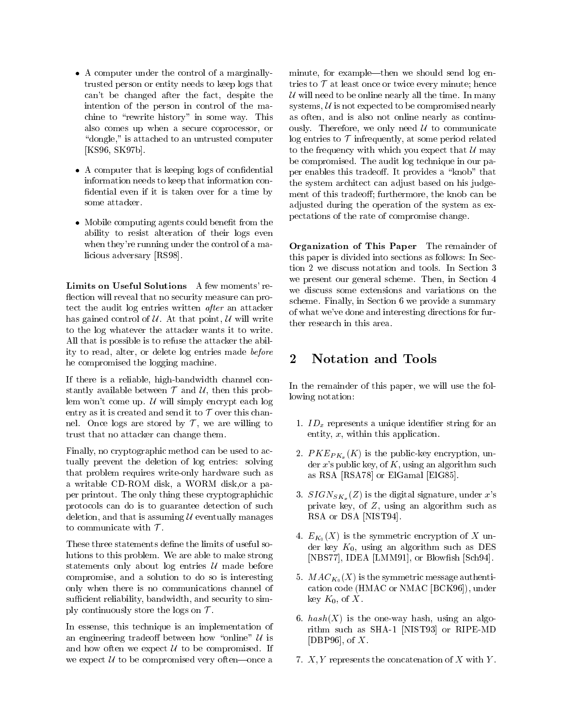- A computer under the control of a marginally-trusted person or entity needs to keep logs that can't be changed after the fact, despite the intention of the person in control of the machine to "rewrite history" in some way. This also comes up when a secure coprocessor, or "dongle," is attached to an untrusted computer [KS96, SK97b].

- A computer that is keeping logs of confidential information needs to keep that information confidential even if it is taken over for a time by some attacker.

- Mobile computing agents could benefit from the ability to resist alteration of their logs even when they're running under the control of a malicious adversary [RS98].

**Limits on Useful Solutions** A few moments' reflection will reveal that no security measure can protect the audit log entries written *after* an attacker has gained control of $\mathcal{U}$. At that point, $\mathcal{U}$ will write to the log whatever the attacker wants it to write. All that is possible is to refuse the attacker the ability to read, alter, or delete log entries made *before* he compromised the logging machine.

If there is a reliable, high-bandwidth channel constantly available between $\mathcal{T}$ and $\mathcal{U}$, then this problem won't come up. $\mathcal{U}$ will simply encrypt each log entry as it is created and send it to $\mathcal{T}$ over this channel. Once logs are stored by $\mathcal{T}$, we are willing to trust that no attacker can change them.

Finally, no cryptographic method can be used to actually prevent the deletion of log entries: solving that problem requires write-only hardware such as a writable CD-ROM disk, a WORM disk,or a paper printout. The only thing these cryptographichic protocols can do is to guarantee detection of such deletion, and that is assuming $\mathcal{U}$ eventually manages to communicate with $\mathcal{T}$.

These three statements define the limits of useful solutions to this problem. We are able to make strong statements only about log entries $\mathcal{U}$ made before compromise, and a solution to do so is interesting only when there is no communications channel of sufficient reliability, bandwidth, and security to simply continuously store the logs on $\mathcal{T}$.

In essense, this technique is an implementation of an engineering tradeoff between how "online" $\mathcal{U}$ is and how often we expect $\mathcal{U}$ to be compromised. If we expect $\mathcal{U}$ to be compromised very often—once a minute, for example—then we should send log entries to $\mathcal{T}$ at least once or twice every minute; hence $\mathcal{U}$ will need to be online nearly all the time. In many systems, $\mathcal{U}$ is not expected to be compromised nearly as often, and is also not online nearly as continuously. Therefore, we only need $\mathcal{U}$ to communicate log entries to $\mathcal{T}$ infrequently, at some period related to the frequency with which you expect that $\mathcal{U}$ may be compromised. The audit log technique in our paper enables this tradeoff. It provides a "knob" that the system architect can adjust based on his judgement of this tradeoff; furthermore, the knob can be adjusted during the operation of the system as expectations of the rate of compromise change.

**Organization of This Paper** The remainder of this paper is divided into sections as follows: In Section 2 we discuss notation and tools. In Section 3 we present our general scheme. Then, in Section 4 we discuss some extensions and variations on the scheme. Finally, in Section 6 we provide a summary of what we've done and interesting directions for further research in this area.

## 2 Notation and Tools

In the remainder of this paper, we will use the following notation:

1. $ID_x$ represents a unique identifier string for an entity, $x$, within this application.
2. $PKE_{PK_x}(K)$ is the public-key encryption, under $x$'s public key, of $K$, using an algorithm such as RSA [RSA78] or ElGamal [ElG85].
3. $SIGN_{SK_x}(Z)$ is the digital signature, under $x$'s private key, of $Z$, using an algorithm such as RSA or DSA [NIST94].
4. $E_{K_0}(X)$ is the symmetric encryption of $X$ under key $K_0$, using an algorithm such as DES [NBS77], IDEA [LMM91], or Blowfish [Sch94].
5. $MAC_{K_0}(X)$ is the symmetric message authentication code (HMAC or NMAC [BCK96]), under key $K_0$, of $X$.
6. $hash(X)$ is the one-way hash, using an algorithm such as SHA-1 [NIST93] or RIPE-MD [DBP96], of $X$.
7. $X, Y$ represents the concatenation of $X$ with $Y$.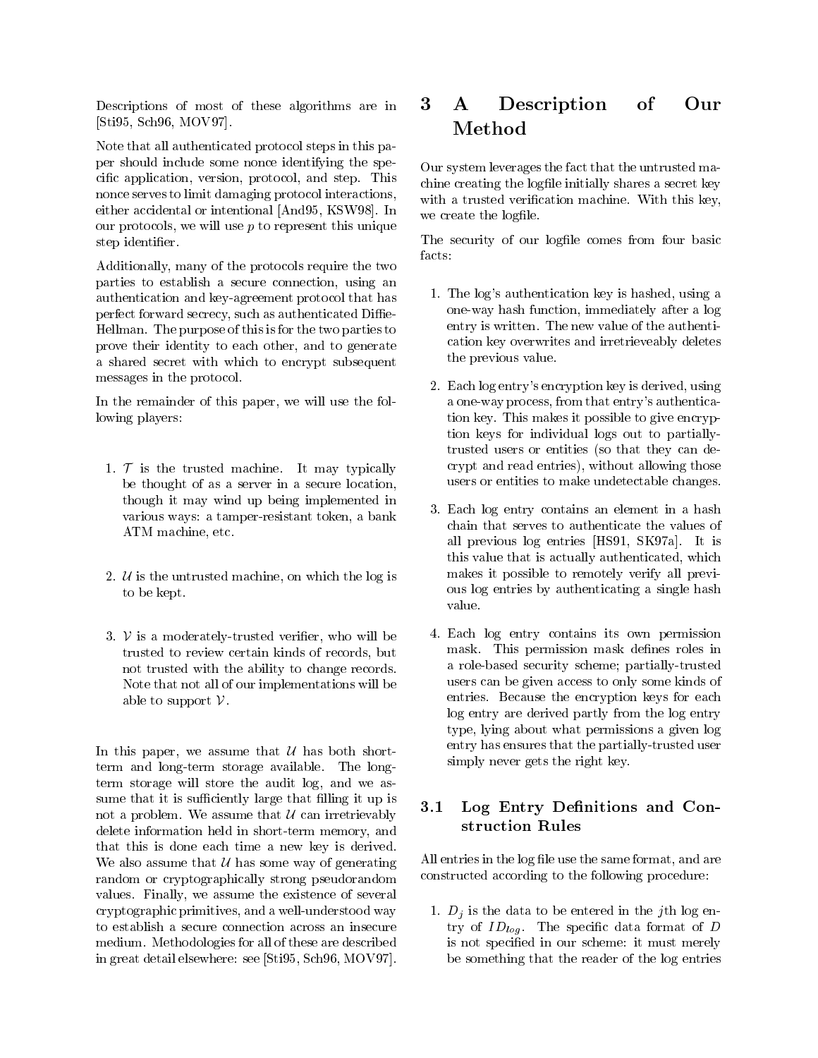Descriptions of most of these algorithms are in [Sti95, Sch96, MOV97].

Note that all authenticated protocol steps in this paper should include some nonce identifying the specific application, version, protocol, and step. This nonce serves to limit damaging protocol interactions, either accidental or intentional [And95, KSW98]. In our protocols, we will use $p$ to represent this unique step identifier.

Additionally, many of the protocols require the two parties to establish a secure connection, using an authentication and key-agreement protocol that has perfect forward secrecy, such as authenticated Diffie-Hellman. The purpose of this is for the two parties to prove their identity to each other, and to generate a shared secret with which to encrypt subsequent messages in the protocol.

In the remainder of this paper, we will use the following players:

1. $\mathcal{T}$ is the trusted machine. It may typically be thought of as a server in a secure location, though it may wind up being implemented in various ways: a tamper-resistant token, a bank ATM machine, etc.

2. $\mathcal{U}$ is the untrusted machine, on which the log is to be kept.

3. $\mathcal{V}$ is a moderately-trusted verifier, who will be trusted to review certain kinds of records, but not trusted with the ability to change records. Note that not all of our implementations will be able to support $\mathcal{V}$.

In this paper, we assume that $\mathcal{U}$ has both short-term and long-term storage available. The long-term storage will store the audit log, and we assume that it is sufficiently large that filling it up is not a problem. We assume that $\mathcal{U}$ can irretrievably delete information held in short-term memory, and that this is done each time a new key is derived. We also assume that $\mathcal{U}$ has some way of generating random or cryptographically strong pseudorandom values. Finally, we assume the existence of several cryptographic primitives, and a well-understood way to establish a secure connection across an insecure medium. Methodologies for all of these are described in great detail elsewhere: see [Sti95, Sch96, MOV97].

# 3 A Description of Our Method

Our system leverages the fact that the untrusted machine creating the logfile initially shares a secret key with a trusted verification machine. With this key, we create the logfile.

The security of our logfile comes from four basic facts:

1. The log's authentication key is hashed, using a one-way hash function, immediately after a log entry is written. The new value of the authentication key overwrites and irretrieveably deletes the previous value.

2. Each log entry's encryption key is derived, using a one-way process, from that entry's authentication key. This makes it possible to give encryption keys for individual logs out to partially-trusted users or entities (so that they can decrypt and read entries), without allowing those users or entities to make undetectable changes.

3. Each log entry contains an element in a hash chain that serves to authenticate the values of all previous log entries [HS91, SK97a]. It is this value that is actually authenticated, which makes it possible to remotely verify all previous log entries by authenticating a single hash value.

4. Each log entry contains its own permission mask. This permission mask defines roles in a role-based security scheme; partially-trusted users can be given access to only some kinds of entries. Because the encryption keys for each log entry are derived partly from the log entry type, lying about what permissions a given log entry has ensures that the partially-trusted user simply never gets the right key.

## 3.1 Log Entry Definitions and Construction Rules

All entries in the log file use the same format, and are constructed according to the following procedure:

1. $D_j$ is the data to be entered in the $j$th log entry of $ID_{log}$. The specific data format of $D$ is not specified in our scheme: it must merely be something that the reader of the log entries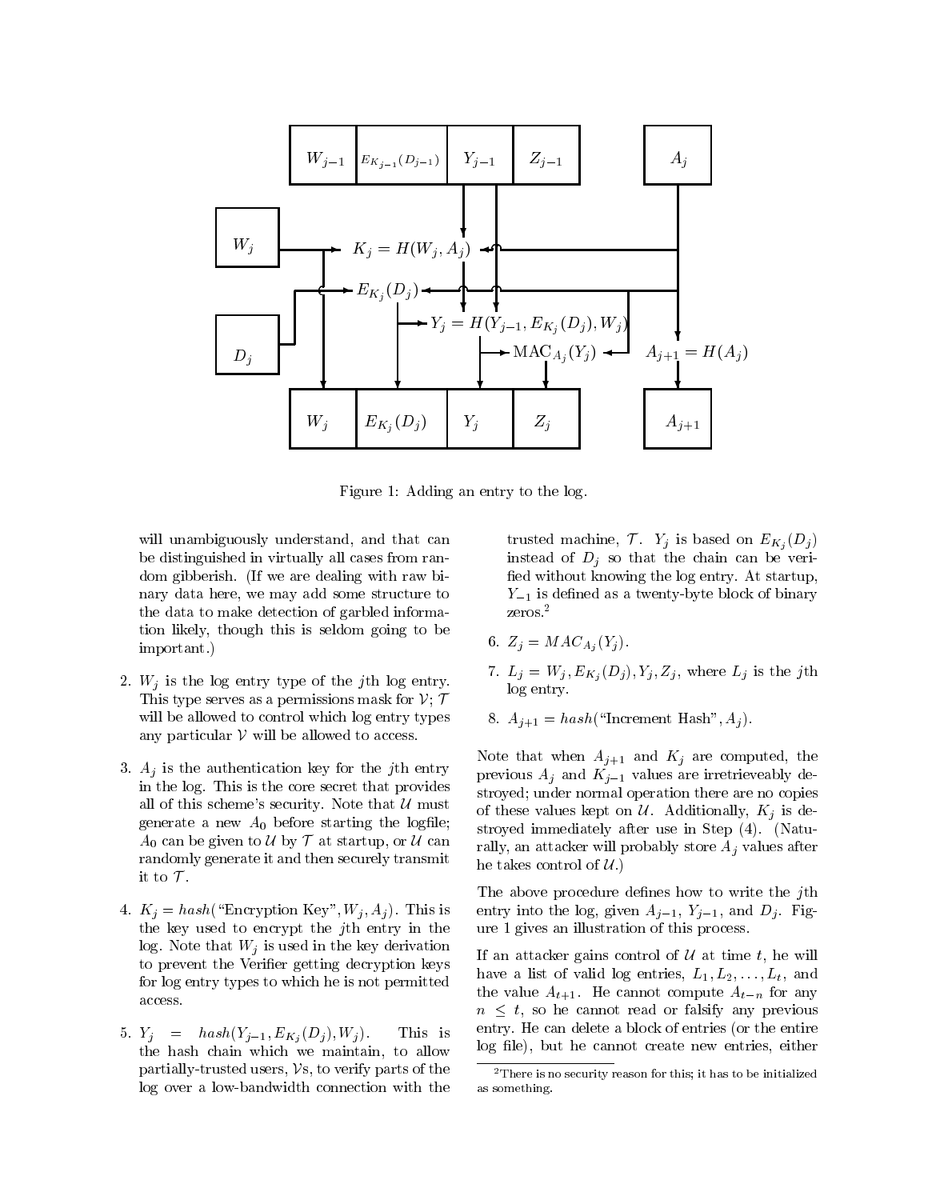Figure 1: Adding an entry to the log.

will unambiguously understand, and that can be distinguished in virtually all cases from random gibberish. (If we are dealing with raw binary data here, we may add some structure to the data to make detection of garbled information likely, though this is seldom going to be important.)

2. $W_j$ is the log entry type of the $j$th log entry. This type serves as a permissions mask for $\mathcal{V}$; $\mathcal{T}$ will be allowed to control which log entry types any particular $\mathcal{V}$ will be allowed to access.

3. $A_j$ is the authentication key for the $j$th entry in the log. This is the core secret that provides all of this scheme's security. Note that $\mathcal{U}$ must generate a new $A_0$ before starting the logfile; $A_0$ can be given to $\mathcal{U}$ by $\mathcal{T}$ at startup, or $\mathcal{U}$ can randomly generate it and then securely transmit it to $\mathcal{T}$.

4. $K_j = hash(\text{"Encryption Key"}, W_j, A_j)$. This is the key used to encrypt the $j$th entry in the log. Note that $W_j$ is used in the key derivation to prevent the Verifier getting decryption keys for log entry types to which he is not permitted access.

5. $Y_j = hash(Y_{j-1}, E_{K_j}(D_j), W_j)$. This is the hash chain which we maintain, to allow partially-trusted users, $\mathcal{V}$s, to verify parts of the log over a low-bandwidth connection with the trusted machine, $\mathcal{T}$. $Y_j$ is based on $E_{K_j}(D_j)$ instead of $D_j$ so that the chain can be verified without knowing the log entry. At startup, $Y_{-1}$ is defined as a twenty-byte block of binary zeros.[2]

6. $Z_j = MAC_{A_j}(Y_j)$.

7. $L_j = W_j, E_{K_j}(D_j), Y_j, Z_j$, where $L_j$ is the $j$th log entry.

8. $A_{j+1} = hash(\text{"Increment Hash"}, A_j)$.

Note that when $A_{j+1}$ and $K_j$ are computed, the previous $A_j$ and $K_{j-1}$ values are irretrieveably destroyed; under normal operation there are no copies of these values kept on $\mathcal{U}$. Additionally, $K_j$ is destroyed immediately after use in Step (4). (Naturally, an attacker will probably store $A_j$ values after he takes control of $\mathcal{U}$.)

The above procedure defines how to write the $j$th entry into the log, given $A_{j-1}$, $Y_{j-1}$, and $D_j$. Figure 1 gives an illustration of this process.

If an attacker gains control of $\mathcal{U}$ at time $t$, he will have a list of valid log entries, $L_1, L_2, \ldots, L_t$, and the value $A_{t+1}$. He cannot compute $A_{t-n}$ for any $n \leq t$, so he cannot read or falsify any previous entry. He can delete a block of entries (or the entire log file), but he cannot create new entries, either

[2] There is no security reason for this; it has to be initialized as something.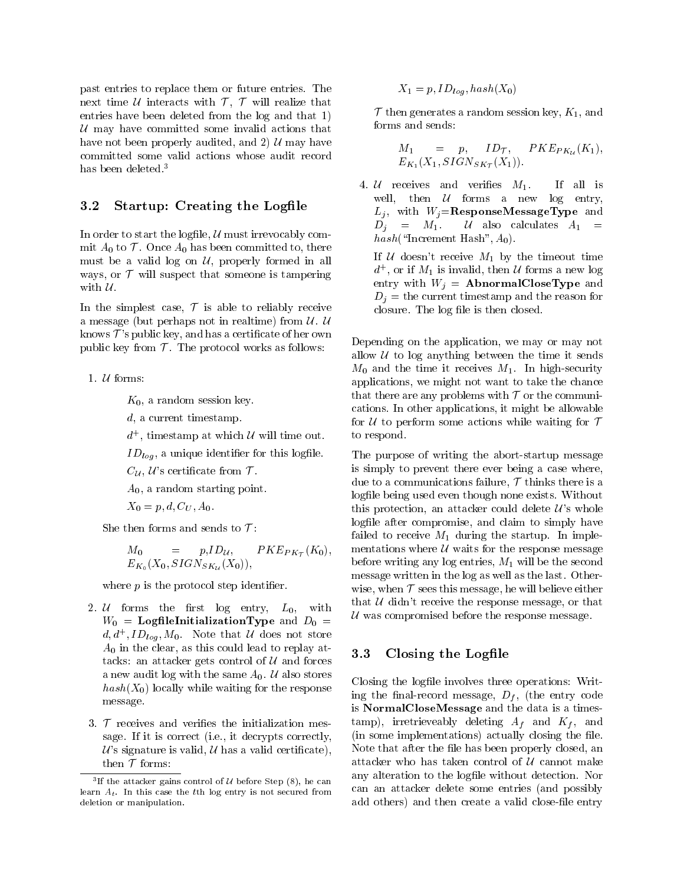past entries to replace them or future entries. The next time $\mathcal{U}$ interacts with $\mathcal{T}$, $\mathcal{T}$ will realize that entries have been deleted from the log and that 1) $\mathcal{U}$ may have committed some invalid actions that have not been properly audited, and 2) $\mathcal{U}$ may have committed some valid actions whose audit record has been deleted.[3]

### 3.2 Startup: Creating the Logfile

In order to start the logfile, $\mathcal{U}$ must irrevocably commit $A_0$ to $\mathcal{T}$. Once $A_0$ has been committed to, there must be a valid log on $\mathcal{U}$, properly formed in all ways, or $\mathcal{T}$ will suspect that someone is tampering with $\mathcal{U}$.

In the simplest case, $\mathcal{T}$ is able to reliably receive a message (but perhaps not in realtime) from $\mathcal{U}$. $\mathcal{U}$ knows $\mathcal{T}$'s public key, and has a certificate of her own public key from $\mathcal{T}$. The protocol works as follows:

1. $\mathcal{U}$ forms:

   $K_0$, a random session key.

   $d$, a current timestamp.

   $d^+$, timestamp at which $\mathcal{U}$ will time out.

   $ID_{log}$, a unique identifier for this logfile.

   $C_{\mathcal{U}}$, $\mathcal{U}$'s certificate from $\mathcal{T}$.

   $A_0$, a random starting point.

   $X_0 = p, d, C_U, A_0$.

   She then forms and sends to $\mathcal{T}$:

   $$M_0 = p, ID_{\mathcal{U}}, PKE_{PK_{\mathcal{T}}}(K_0), E_{K_0}(X_0, SIGN_{SK_{\mathcal{U}}}(X_0)),$$

   where $p$ is the protocol step identifier.

2. $\mathcal{U}$ forms the first log entry, $L_0$, with $W_0$ = **LogfileInitializationType** and $D_0 = d, d^+, ID_{log}, M_0$. Note that $\mathcal{U}$ does not store $A_0$ in the clear, as this could lead to replay attacks: an attacker gets control of $\mathcal{U}$ and forces a new audit log with the same $A_0$. $\mathcal{U}$ also stores $hash(X_0)$ locally while waiting for the response message.

3. $\mathcal{T}$ receives and verifies the initialization message. If it is correct (i.e., it decrypts correctly, $\mathcal{U}$'s signature is valid, $\mathcal{U}$ has a valid certificate), then $\mathcal{T}$ forms:

   $$X_1 = p, ID_{log}, hash(X_0)$$

   $\mathcal{T}$ then generates a random session key, $K_1$, and forms and sends:

   $$M_1 = p, ID_{\mathcal{T}}, PKE_{PK_{\mathcal{U}}}(K_1), E_{K_1}(X_1, SIGN_{SK_{\mathcal{T}}}(X_1)).$$

4. $\mathcal{U}$ receives and verifies $M_1$. If all is well, then $\mathcal{U}$ forms a new log entry, $L_j$, with $W_j$=**ResponseMessageType** and $D_j = M_1$. $\mathcal{U}$ also calculates $A_1 = hash(\text{“Increment Hash”}, A_0)$.

   If $\mathcal{U}$ doesn't receive $M_1$ by the timeout time $d^+$, or if $M_1$ is invalid, then $\mathcal{U}$ forms a new log entry with $W_j$ = **AbnormalCloseType** and $D_j$ = the current timestamp and the reason for closure. The log file is then closed.

Depending on the application, we may or may not allow $\mathcal{U}$ to log anything between the time it sends $M_0$ and the time it receives $M_1$. In high-security applications, we might not want to take the chance that there are any problems with $\mathcal{T}$ or the communications. In other applications, it might be allowable for $\mathcal{U}$ to perform some actions while waiting for $\mathcal{T}$ to respond.

The purpose of writing the abort-startup message is simply to prevent there ever being a case where, due to a communications failure, $\mathcal{T}$ thinks there is a logfile being used even though none exists. Without this protection, an attacker could delete $\mathcal{U}$'s whole logfile after compromise, and claim to simply have failed to receive $M_1$ during the startup. In implementations where $\mathcal{U}$ waits for the response message before writing any log entries, $M_1$ will be the second message written in the log as well as the last. Otherwise, when $\mathcal{T}$ sees this message, he will believe either that $\mathcal{U}$ didn't receive the response message, or that $\mathcal{U}$ was compromised before the response message.

### 3.3 Closing the Logfile

Closing the logfile involves three operations: Writing the final-record message, $D_f$, (the entry code is **NormalCloseMessage** and the data is a timestamp), irretrieveably deleting $A_f$ and $K_f$, and (in some implementations) actually closing the file. Note that after the file has been properly closed, an attacker who has taken control of $\mathcal{U}$ cannot make any alteration to the logfile without detection. Nor can an attacker delete some entries (and possibly add others) and then create a valid close-file entry

[3] If the attacker gains control of $\mathcal{U}$ before Step (8), he can learn $A_t$. In this case the $t$th log entry is not secured from deletion or manipulation.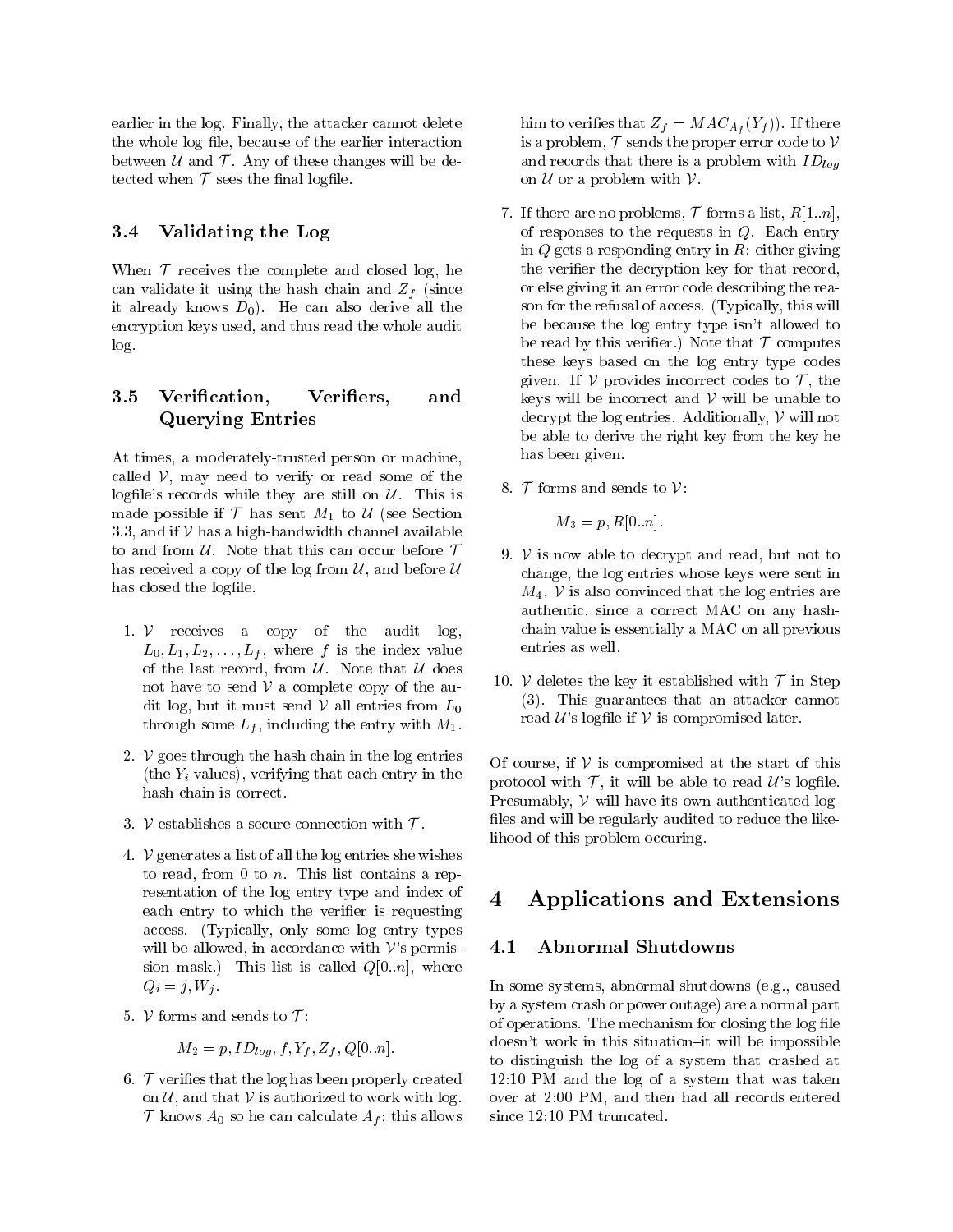earlier in the log. Finally, the attacker cannot delete the whole log file, because of the earlier interaction between $\mathcal{U}$ and $\mathcal{T}$. Any of these changes will be detected when $\mathcal{T}$ sees the final logfile.

### 3.4 Validating the Log

When $\mathcal{T}$ receives the complete and closed log, he can validate it using the hash chain and $Z_f$ (since it already knows $D_0$). He can also derive all the encryption keys used, and thus read the whole audit log.

### 3.5 Verification, Verifiers, and Querying Entries

At times, a moderately-trusted person or machine, called $\mathcal{V}$, may need to verify or read some of the logfile's records while they are still on $\mathcal{U}$. This is made possible if $\mathcal{T}$ has sent $M_1$ to $\mathcal{U}$ (see Section 3.3, and if $\mathcal{V}$ has a high-bandwidth channel available to and from $\mathcal{U}$. Note that this can occur before $\mathcal{T}$ has received a copy of the log from $\mathcal{U}$, and before $\mathcal{U}$ has closed the logfile.

1. $\mathcal{V}$ receives a copy of the audit log, $L_0, L_1, L_2, \ldots, L_f$, where $f$ is the index value of the last record, from $\mathcal{U}$. Note that $\mathcal{U}$ does not have to send $\mathcal{V}$ a complete copy of the audit log, but it must send $\mathcal{V}$ all entries from $L_0$ through some $L_f$, including the entry with $M_1$.

2. $\mathcal{V}$ goes through the hash chain in the log entries (the $Y_i$ values), verifying that each entry in the hash chain is correct.

3. $\mathcal{V}$ establishes a secure connection with $\mathcal{T}$.

4. $\mathcal{V}$ generates a list of all the log entries she wishes to read, from 0 to $n$. This list contains a representation of the log entry type and index of each entry to which the verifier is requesting access. (Typically, only some log entry types will be allowed, in accordance with $\mathcal{V}$'s permission mask.) This list is called $Q[0..n]$, where $Q_i = j, W_j$.

5. $\mathcal{V}$ forms and sends to $\mathcal{T}$:

$$M_2 = p, ID_{log}, f, Y_f, Z_f, Q[0..n].$$

6. $\mathcal{T}$ verifies that the log has been properly created on $\mathcal{U}$, and that $\mathcal{V}$ is authorized to work with log. $\mathcal{T}$ knows $A_0$ so he can calculate $A_f$; this allows him to verifies that $Z_f = MAC_{A_f}(Y_f)$). If there is a problem, $\mathcal{T}$ sends the proper error code to $\mathcal{V}$ and records that there is a problem with $ID_{log}$ on $\mathcal{U}$ or a problem with $\mathcal{V}$.

7. If there are no problems, $\mathcal{T}$ forms a list, $R[1..n]$, of responses to the requests in $Q$. Each entry in $Q$ gets a responding entry in $R$: either giving the verifier the decryption key for that record, or else giving it an error code describing the reason for the refusal of access. (Typically, this will be because the log entry type isn't allowed to be read by this verifier.) Note that $\mathcal{T}$ computes these keys based on the log entry type codes given. If $\mathcal{V}$ provides incorrect codes to $\mathcal{T}$, the keys will be incorrect and $\mathcal{V}$ will be unable to decrypt the log entries. Additionally, $\mathcal{V}$ will not be able to derive the right key from the key he has been given.

8. $\mathcal{T}$ forms and sends to $\mathcal{V}$:

$$M_3 = p, R[0..n].$$

9. $\mathcal{V}$ is now able to decrypt and read, but not to change, the log entries whose keys were sent in $M_4$. $\mathcal{V}$ is also convinced that the log entries are authentic, since a correct MAC on any hash-chain value is essentially a MAC on all previous entries as well.

10. $\mathcal{V}$ deletes the key it established with $\mathcal{T}$ in Step (3). This guarantees that an attacker cannot read $\mathcal{U}$'s logfile if $\mathcal{V}$ is compromised later.

Of course, if $\mathcal{V}$ is compromised at the start of this protocol with $\mathcal{T}$, it will be able to read $\mathcal{U}$'s logfile. Presumably, $\mathcal{V}$ will have its own authenticated logfiles and will be regularly audited to reduce the likelihood of this problem occuring.

## 4 Applications and Extensions

### 4.1 Abnormal Shutdowns

In some systems, abnormal shutdowns (e.g., caused by a system crash or power outage) are a normal part of operations. The mechanism for closing the log file doesn't work in this situation–it will be impossible to distinguish the log of a system that crashed at 12:10 PM and the log of a system that was taken over at 2:00 PM, and then had all records entered since 12:10 PM truncated.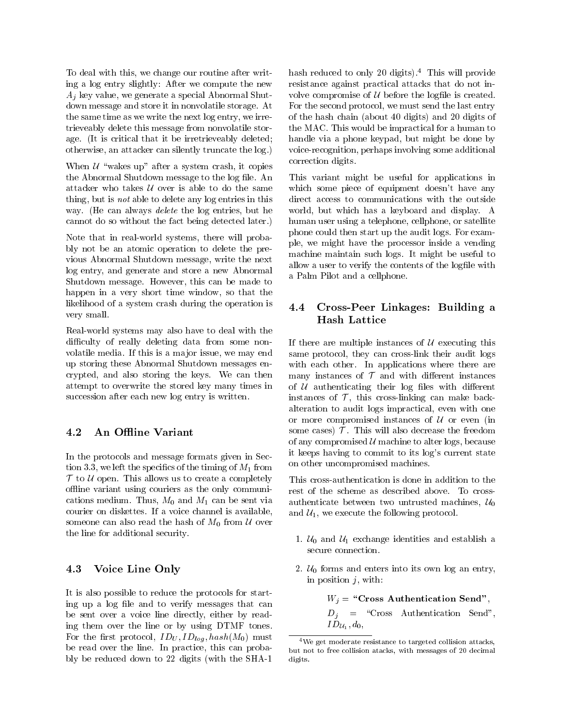To deal with this, we change our routine after writing a log entry slightly: After we compute the new $A_j$ key value, we generate a special Abnormal Shutdown message and store it in nonvolatile storage. At the same time as we write the next log entry, we irretrieveably delete this message from nonvolatile storage. (It is critical that it be irretrieveably deleted; otherwise, an attacker can silently truncate the log.)

When $\mathcal{U}$ "wakes up" after a system crash, it copies the Abnormal Shutdown message to the log file. An attacker who takes $\mathcal{U}$ over is able to do the same thing, but is *not* able to delete any log entries in this way. (He can always *delete* the log entries, but he cannot do so without the fact being detected later.)

Note that in real-world systems, there will probably not be an atomic operation to delete the previous Abnormal Shutdown message, write the next log entry, and generate and store a new Abnormal Shutdown message. However, this can be made to happen in a very short time window, so that the likelihood of a system crash during the operation is very small.

Real-world systems may also have to deal with the difficulty of really deleting data from some nonvolatile media. If this is a major issue, we may end up storing these Abnormal Shutdown messages encrypted, and also storing the keys. We can then attempt to overwrite the stored key many times in succession after each new log entry is written.

## 4.2 An Offline Variant

In the protocols and message formats given in Section 3.3, we left the specifics of the timing of $M_1$ from $\mathcal{T}$ to $\mathcal{U}$ open. This allows us to create a completely offline variant using couriers as the only communications medium. Thus, $M_0$ and $M_1$ can be sent via courier on diskettes. If a voice channel is available, someone can also read the hash of $M_0$ from $\mathcal{U}$ over the line for additional security.

## 4.3 Voice Line Only

It is also possible to reduce the protocols for starting up a log file and to verify messages that can be sent over a voice line directly, either by reading them over the line or by using DTMF tones. For the first protocol, $ID_U, ID_{log}, hash(M_0)$ must be read over the line. In practice, this can probably be reduced down to 22 digits (with the SHA-1 hash reduced to only 20 digits).[4] This will provide resistance against practical attacks that do not involve compromise of $\mathcal{U}$ before the logfile is created. For the second protocol, we must send the last entry of the hash chain (about 40 digits) and 20 digits of the MAC. This would be impractical for a human to handle via a phone keypad, but might be done by voice-recognition, perhaps involving some additional correction digits.

This variant might be useful for applications in which some piece of equipment doesn't have any direct access to communications with the outside world, but which has a keyboard and display. A human user using a telephone, cellphone, or satellite phone could then start up the audit logs. For example, we might have the processor inside a vending machine maintain such logs. It might be useful to allow a user to verify the contents of the logfile with a Palm Pilot and a cellphone.

## 4.4 Cross-Peer Linkages: Building a Hash Lattice

If there are multiple instances of $\mathcal{U}$ executing this same protocol, they can cross-link their audit logs with each other. In applications where there are many instances of $\mathcal{T}$ and with different instances of $\mathcal{U}$ authenticating their log files with different instances of $\mathcal{T}$, this cross-linking can make back-alteration to audit logs impractical, even with one or more compromised instances of $\mathcal{U}$ or even (in some cases) $\mathcal{T}$. This will also decrease the freedom of any compromised $\mathcal{U}$ machine to alter logs, because it keeps having to commit to its log's current state on other uncompromised machines.

This cross-authentication is done in addition to the rest of the scheme as described above. To cross-authenticate between two untrusted machines, $\mathcal{U}_0$ and $\mathcal{U}_1$, we execute the following protocol.

1. $\mathcal{U}_0$ and $\mathcal{U}_1$ exchange identities and establish a secure connection.
2. $\mathcal{U}_0$ forms and enters into its own log an entry, in position $j$, with:

   $W_j =$ **"Cross Authentication Send"**,

   $D_j =$ "Cross Authentication Send", $ID_{\mathcal{U}_1}, d_0$,

[4] We get moderate resistance to targeted collision attacks, but not to free collision atacks, with messages of 20 decimal digits.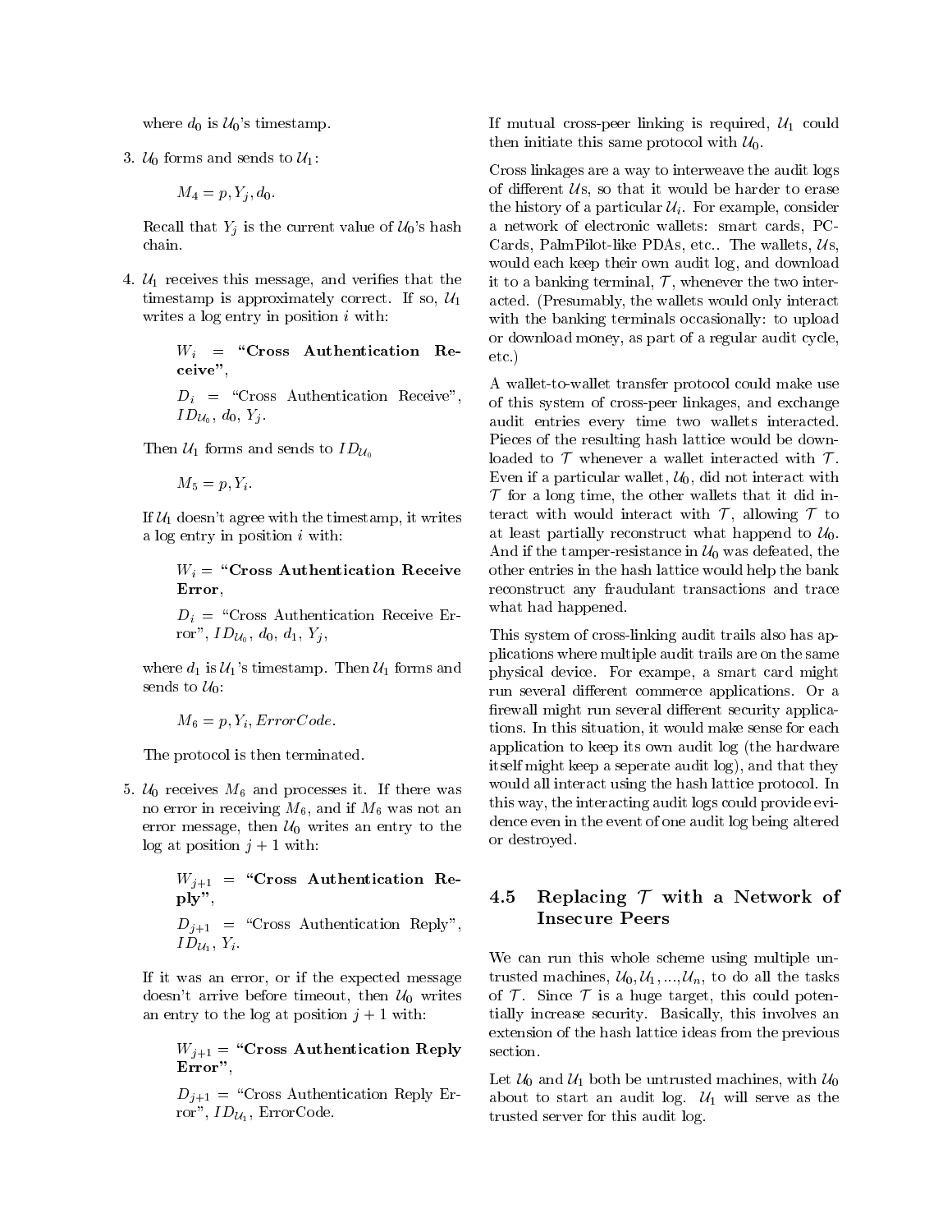where $d_0$ is $\mathcal{U}_0$'s timestamp.

3. $\mathcal{U}_0$ forms and sends to $\mathcal{U}_1$:

   $M_4 = p, Y_j, d_0.$

   Recall that $Y_j$ is the current value of $\mathcal{U}_0$'s hash chain.

4. $\mathcal{U}_1$ receives this message, and verifies that the timestamp is approximately correct. If so, $\mathcal{U}_1$ writes a log entry in position $i$ with:

   $W_i$ = **"Cross Authentication Receive"**,

   $D_i$ = "Cross Authentication Receive", $ID_{\mathcal{U}_0}$, $d_0$, $Y_j$.

   Then $\mathcal{U}_1$ forms and sends to $ID_{\mathcal{U}_0}$

   $M_5 = p, Y_i.$

   If $\mathcal{U}_1$ doesn't agree with the timestamp, it writes a log entry in position $i$ with:

   $W_i$ = **"Cross Authentication Receive Error**,

   $D_i$ = "Cross Authentication Receive Error", $ID_{\mathcal{U}_0}$, $d_0$, $d_1$, $Y_j$,

   where $d_1$ is $\mathcal{U}_1$'s timestamp. Then $\mathcal{U}_1$ forms and sends to $\mathcal{U}_0$:

   $M_6 = p, Y_i, ErrorCode.$

   The protocol is then terminated.

5. $\mathcal{U}_0$ receives $M_6$ and processes it. If there was no error in receiving $M_6$, and if $M_6$ was not an error message, then $\mathcal{U}_0$ writes an entry to the log at position $j+1$ with:

   $W_{j+1}$ = **"Cross Authentication Reply"**,

   $D_{j+1}$ = "Cross Authentication Reply", $ID_{\mathcal{U}_1}$, $Y_i$.

   If it was an error, or if the expected message doesn't arrive before timeout, then $\mathcal{U}_0$ writes an entry to the log at position $j+1$ with:

   $W_{j+1}$ = **"Cross Authentication Reply Error"**,

   $D_{j+1}$ = "Cross Authentication Reply Error", $ID_{\mathcal{U}_1}$, ErrorCode.

If mutual cross-peer linking is required, $\mathcal{U}_1$ could then initiate this same protocol with $\mathcal{U}_0$.

Cross linkages are a way to interweave the audit logs of different $\mathcal{U}$s, so that it would be harder to erase the history of a particular $\mathcal{U}_i$. For example, consider a network of electronic wallets: smart cards, PC-Cards, PalmPilot-like PDAs, etc.. The wallets, $\mathcal{U}$s, would each keep their own audit log, and download it to a banking terminal, $\mathcal{T}$, whenever the two interacted. (Presumably, the wallets would only interact with the banking terminals occasionally: to upload or download money, as part of a regular audit cycle, etc.)

A wallet-to-wallet transfer protocol could make use of this system of cross-peer linkages, and exchange audit entries every time two wallets interacted. Pieces of the resulting hash lattice would be downloaded to $\mathcal{T}$ whenever a wallet interacted with $\mathcal{T}$. Even if a particular wallet, $\mathcal{U}_0$, did not interact with $\mathcal{T}$ for a long time, the other wallets that it did interact with would interact with $\mathcal{T}$, allowing $\mathcal{T}$ to at least partially reconstruct what happend to $\mathcal{U}_0$. And if the tamper-resistance in $\mathcal{U}_0$ was defeated, the other entries in the hash lattice would help the bank reconstruct any fraudulant transactions and trace what had happened.

This system of cross-linking audit trails also has applications where multiple audit trails are on the same physical device. For exampe, a smart card might run several different commerce applications. Or a firewall might run several different security applications. In this situation, it would make sense for each application to keep its own audit log (the hardware itself might keep a seperate audit log), and that they would all interact using the hash lattice protocol. In this way, the interacting audit logs could provide evidence even in the event of one audit log being altered or destroyed.

## 4.5 Replacing $\mathcal{T}$ with a Network of Insecure Peers

We can run this whole scheme using multiple untrusted machines, $\mathcal{U}_0, \mathcal{U}_1, ..., \mathcal{U}_n$, to do all the tasks of $\mathcal{T}$. Since $\mathcal{T}$ is a huge target, this could potentially increase security. Basically, this involves an extension of the hash lattice ideas from the previous section.

Let $\mathcal{U}_0$ and $\mathcal{U}_1$ both be untrusted machines, with $\mathcal{U}_0$ about to start an audit log. $\mathcal{U}_1$ will serve as the trusted server for this audit log.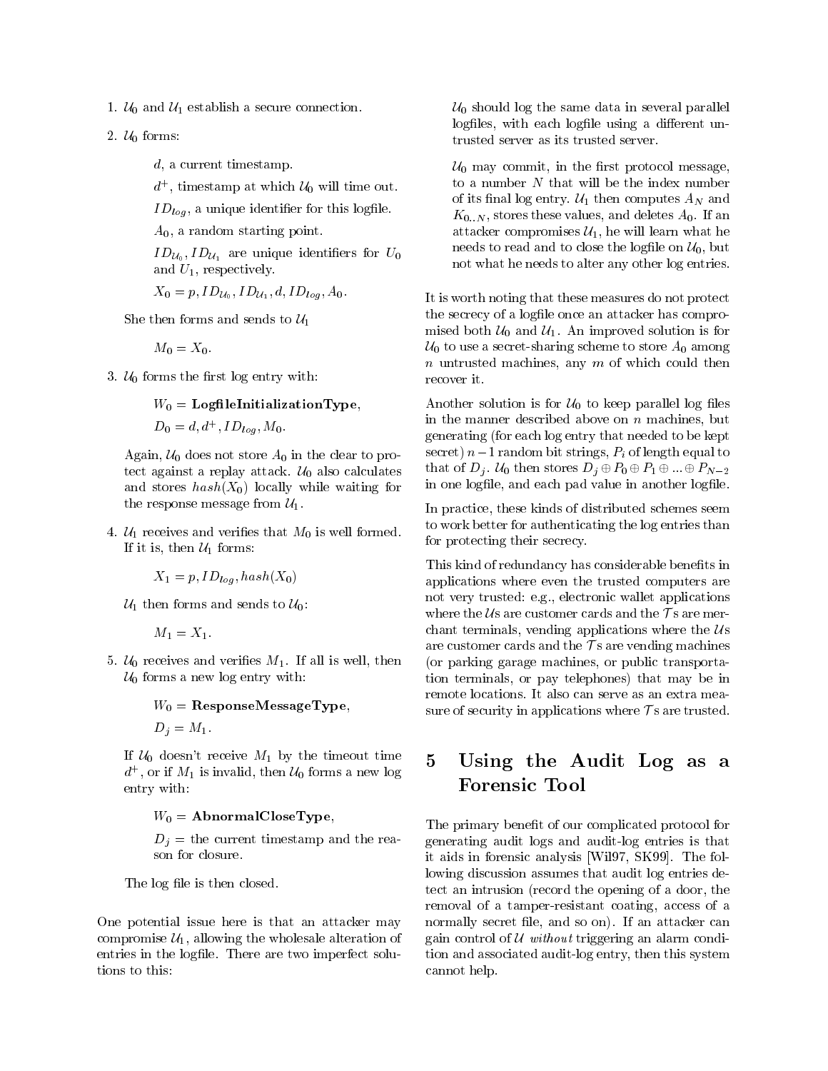1. $\mathcal{U}_0$ and $\mathcal{U}_1$ establish a secure connection.

2. $\mathcal{U}_0$ forms:

   $d$, a current timestamp.

   $d^+$, timestamp at which $\mathcal{U}_0$ will time out.

   $ID_{log}$, a unique identifier for this logfile.

   $A_0$, a random starting point.

   $ID_{\mathcal{U}_0}, ID_{\mathcal{U}_1}$ are unique identifiers for $U_0$ and $U_1$, respectively.

   $X_0 = p, ID_{\mathcal{U}_0}, ID_{\mathcal{U}_1}, d, ID_{log}, A_0$.

   She then forms and sends to $\mathcal{U}_1$

   $M_0 = X_0$.

3. $\mathcal{U}_0$ forms the first log entry with:

   $W_0 =$ **LogfileInitializationType**,

   $D_0 = d, d^+, ID_{log}, M_0$.

   Again, $\mathcal{U}_0$ does not store $A_0$ in the clear to protect against a replay attack. $\mathcal{U}_0$ also calculates and stores $hash(X_0)$ locally while waiting for the response message from $\mathcal{U}_1$.

4. $\mathcal{U}_1$ receives and verifies that $M_0$ is well formed. If it is, then $\mathcal{U}_1$ forms:

   $X_1 = p, ID_{log}, hash(X_0)$

   $\mathcal{U}_1$ then forms and sends to $\mathcal{U}_0$:

   $M_1 = X_1$.

5. $\mathcal{U}_0$ receives and verifies $M_1$. If all is well, then $\mathcal{U}_0$ forms a new log entry with:

   $W_0 =$ **ResponseMessageType**,

   $D_j = M_1$.

   If $\mathcal{U}_0$ doesn't receive $M_1$ by the timeout time $d^+$, or if $M_1$ is invalid, then $\mathcal{U}_0$ forms a new log entry with:

   $W_0 =$ **AbnormalCloseType**,

   $D_j =$ the current timestamp and the reason for closure.

   The log file is then closed.

One potential issue here is that an attacker may compromise $\mathcal{U}_1$, allowing the wholesale alteration of entries in the logfile. There are two imperfect solutions to this:

$\mathcal{U}_0$ should log the same data in several parallel logfiles, with each logfile using a different untrusted server as its trusted server.

$\mathcal{U}_0$ may commit, in the first protocol message, to a number $N$ that will be the index number of its final log entry. $\mathcal{U}_1$ then computes $A_N$ and $K_{0..N}$, stores these values, and deletes $A_0$. If an attacker compromises $\mathcal{U}_1$, he will learn what he needs to read and to close the logfile on $\mathcal{U}_0$, but not what he needs to alter any other log entries.

It is worth noting that these measures do not protect the secrecy of a logfile once an attacker has compromised both $\mathcal{U}_0$ and $\mathcal{U}_1$. An improved solution is for $\mathcal{U}_0$ to use a secret-sharing scheme to store $A_0$ among $n$ untrusted machines, any $m$ of which could then recover it.

Another solution is for $\mathcal{U}_0$ to keep parallel log files in the manner described above on $n$ machines, but generating (for each log entry that needed to be kept secret) $n-1$ random bit strings, $P_i$ of length equal to that of $D_j$. $\mathcal{U}_0$ then stores $D_j \oplus P_0 \oplus P_1 \oplus ... \oplus P_{N-2}$ in one logfile, and each pad value in another logfile.

In practice, these kinds of distributed schemes seem to work better for authenticating the log entries than for protecting their secrecy.

This kind of redundancy has considerable benefits in applications where even the trusted computers are not very trusted: e.g., electronic wallet applications where the $\mathcal{U}$s are customer cards and the $\mathcal{T}$s are merchant terminals, vending applications where the $\mathcal{U}$s are customer cards and the $\mathcal{T}$s are vending machines (or parking garage machines, or public transportation terminals, or pay telephones) that may be in remote locations. It also can serve as an extra measure of security in applications where $\mathcal{T}$s are trusted.

# 5 Using the Audit Log as a Forensic Tool

The primary benefit of our complicated protocol for generating audit logs and audit-log entries is that it aids in forensic analysis [Wil97, SK99]. The following discussion assumes that audit log entries detect an intrusion (record the opening of a door, the removal of a tamper-resistant coating, access of a normally secret file, and so on). If an attacker can gain control of $\mathcal{U}$ *without* triggering an alarm condition and associated audit-log entry, then this system cannot help.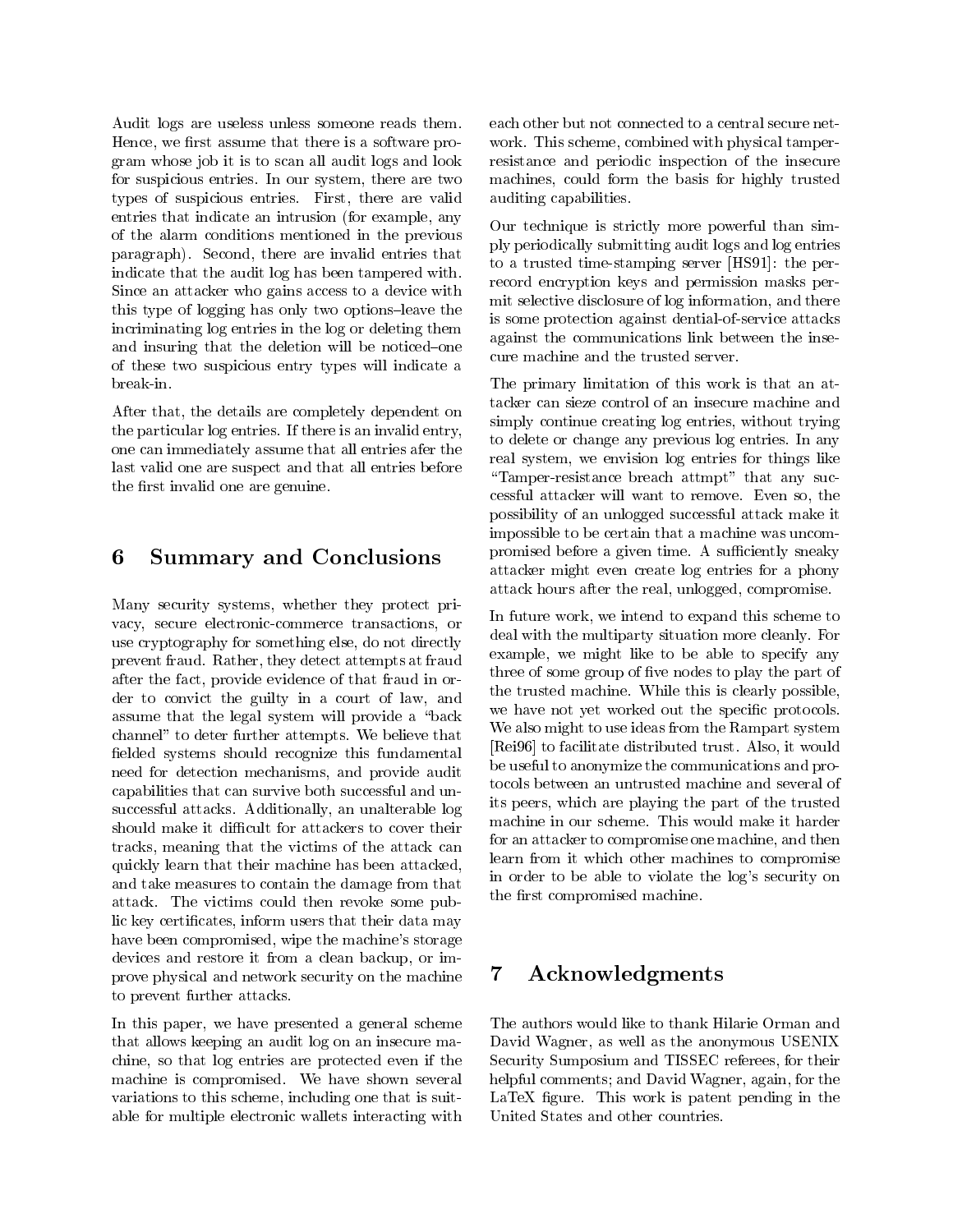Audit logs are useless unless someone reads them. Hence, we first assume that there is a software program whose job it is to scan all audit logs and look for suspicious entries. In our system, there are two types of suspicious entries. First, there are valid entries that indicate an intrusion (for example, any of the alarm conditions mentioned in the previous paragraph). Second, there are invalid entries that indicate that the audit log has been tampered with. Since an attacker who gains access to a device with this type of logging has only two options–leave the incriminating log entries in the log or deleting them and insuring that the deletion will be noticed–one of these two suspicious entry types will indicate a break-in.

After that, the details are completely dependent on the particular log entries. If there is an invalid entry, one can immediately assume that all entries afer the last valid one are suspect and that all entries before the first invalid one are genuine.

## 6 Summary and Conclusions

Many security systems, whether they protect privacy, secure electronic-commerce transactions, or use cryptography for something else, do not directly prevent fraud. Rather, they detect attempts at fraud after the fact, provide evidence of that fraud in order to convict the guilty in a court of law, and assume that the legal system will provide a "back channel" to deter further attempts. We believe that fielded systems should recognize this fundamental need for detection mechanisms, and provide audit capabilities that can survive both successful and unsuccessful attacks. Additionally, an unalterable log should make it difficult for attackers to cover their tracks, meaning that the victims of the attack can quickly learn that their machine has been attacked, and take measures to contain the damage from that attack. The victims could then revoke some public key certificates, inform users that their data may have been compromised, wipe the machine's storage devices and restore it from a clean backup, or improve physical and network security on the machine to prevent further attacks.

In this paper, we have presented a general scheme that allows keeping an audit log on an insecure machine, so that log entries are protected even if the machine is compromised. We have shown several variations to this scheme, including one that is suitable for multiple electronic wallets interacting with each other but not connected to a central secure network. This scheme, combined with physical tamper-resistance and periodic inspection of the insecure machines, could form the basis for highly trusted auditing capabilities.

Our technique is strictly more powerful than simply periodically submitting audit logs and log entries to a trusted time-stamping server [HS91]: the per-record encryption keys and permission masks permit selective disclosure of log information, and there is some protection against dential-of-service attacks against the communications link between the insecure machine and the trusted server.

The primary limitation of this work is that an attacker can sieze control of an insecure machine and simply continue creating log entries, without trying to delete or change any previous log entries. In any real system, we envision log entries for things like "Tamper-resistance breach attmpt" that any successful attacker will want to remove. Even so, the possibility of an unlogged successful attack make it impossible to be certain that a machine was uncompromised before a given time. A sufficiently sneaky attacker might even create log entries for a phony attack hours after the real, unlogged, compromise.

In future work, we intend to expand this scheme to deal with the multiparty situation more cleanly. For example, we might like to be able to specify any three of some group of five nodes to play the part of the trusted machine. While this is clearly possible, we have not yet worked out the specific protocols. We also might to use ideas from the Rampart system [Rei96] to facilitate distributed trust. Also, it would be useful to anonymize the communications and protocols between an untrusted machine and several of its peers, which are playing the part of the trusted machine in our scheme. This would make it harder for an attacker to compromise one machine, and then learn from it which other machines to compromise in order to be able to violate the log's security on the first compromised machine.

## 7 Acknowledgments

The authors would like to thank Hilarie Orman and David Wagner, as well as the anonymous USENIX Security Sumposium and TISSEC referees, for their helpful comments; and David Wagner, again, for the LaTeX figure. This work is patent pending in the United States and other countries.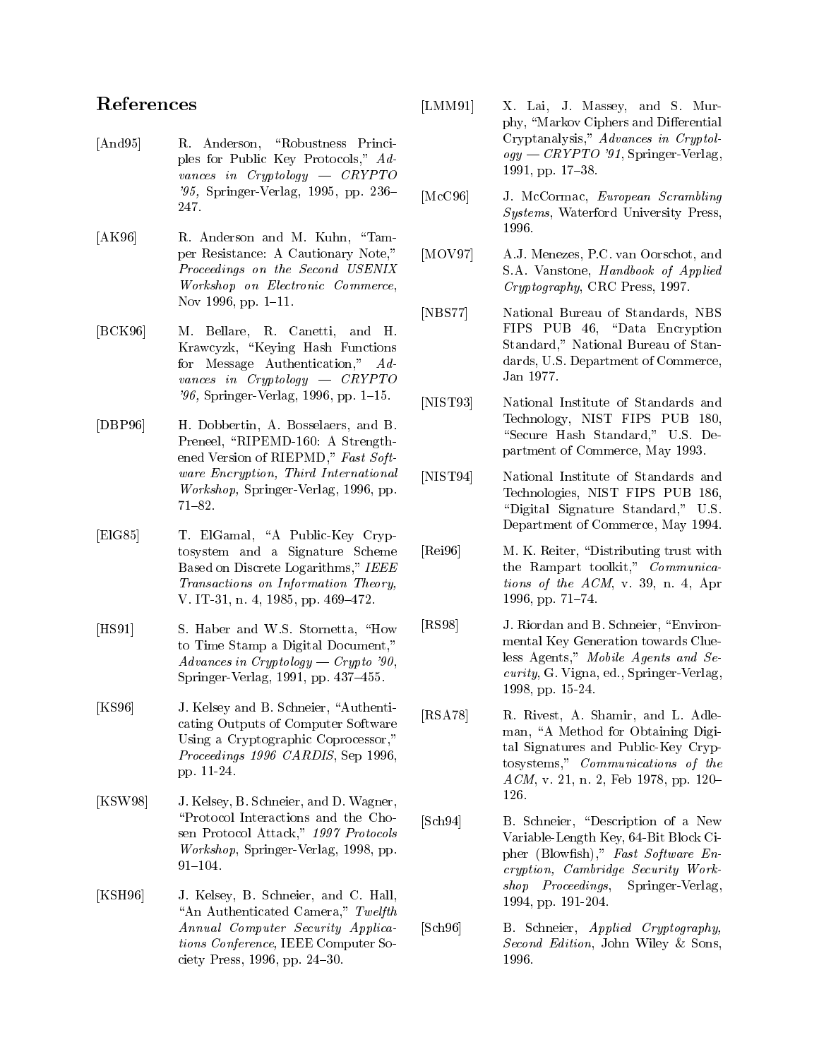# References

[And95] R. Anderson, "Robustness Principles for Public Key Protocols," *Advances in Cryptology — CRYPTO '95,* Springer-Verlag, 1995, pp. 236–247.

[AK96] R. Anderson and M. Kuhn, "Tamper Resistance: A Cautionary Note," *Proceedings on the Second USENIX Workshop on Electronic Commerce*, Nov 1996, pp. 1–11.

[BCK96] M. Bellare, R. Canetti, and H. Krawcyzk, "Keying Hash Functions for Message Authentication," *Advances in Cryptology — CRYPTO '96,* Springer-Verlag, 1996, pp. 1–15.

[DBP96] H. Dobbertin, A. Bosselaers, and B. Preneel, "RIPEMD-160: A Strengthened Version of RIEPMD," *Fast Software Encryption, Third International Workshop,* Springer-Verlag, 1996, pp. 71–82.

[ElG85] T. ElGamal, "A Public-Key Cryptosystem and a Signature Scheme Based on Discrete Logarithms," *IEEE Transactions on Information Theory,* V. IT-31, n. 4, 1985, pp. 469–472.

[HS91] S. Haber and W.S. Stornetta, "How to Time Stamp a Digital Document," *Advances in Cryptology — Crypto '90*, Springer-Verlag, 1991, pp. 437–455.

[KS96] J. Kelsey and B. Schneier, "Authenticating Outputs of Computer Software Using a Cryptographic Coprocessor," *Proceedings 1996 CARDIS*, Sep 1996, pp. 11-24.

[KSW98] J. Kelsey, B. Schneier, and D. Wagner, "Protocol Interactions and the Chosen Protocol Attack," *1997 Protocols Workshop*, Springer-Verlag, 1998, pp. 91–104.

[KSH96] J. Kelsey, B. Schneier, and C. Hall, "An Authenticated Camera," *Twelfth Annual Computer Security Applications Conference*, IEEE Computer Society Press, 1996, pp. 24–30.

[LMM91] X. Lai, J. Massey, and S. Murphy, "Markov Ciphers and Differential Cryptanalysis," *Advances in Cryptology — CRYPTO '91*, Springer-Verlag, 1991, pp. 17–38.

[McC96] J. McCormac, *European Scrambling Systems*, Waterford University Press, 1996.

[MOV97] A.J. Menezes, P.C. van Oorschot, and S.A. Vanstone, *Handbook of Applied Cryptography*, CRC Press, 1997.

[NBS77] National Bureau of Standards, NBS FIPS PUB 46, "Data Encryption Standard," National Bureau of Standards, U.S. Department of Commerce, Jan 1977.

[NIST93] National Institute of Standards and Technology, NIST FIPS PUB 180, "Secure Hash Standard," U.S. Department of Commerce, May 1993.

[NIST94] National Institute of Standards and Technologies, NIST FIPS PUB 186, "Digital Signature Standard," U.S. Department of Commerce, May 1994.

[Rei96] M. K. Reiter, "Distributing trust with the Rampart toolkit," *Communications of the ACM*, v. 39, n. 4, Apr 1996, pp. 71–74.

[RS98] J. Riordan and B. Schneier, "Environmental Key Generation towards Clueless Agents," *Mobile Agents and Security*, G. Vigna, ed., Springer-Verlag, 1998, pp. 15-24.

[RSA78] R. Rivest, A. Shamir, and L. Adleman, "A Method for Obtaining Digital Signatures and Public-Key Cryptosystems," *Communications of the ACM*, v. 21, n. 2, Feb 1978, pp. 120–126.

[Sch94] B. Schneier, "Description of a New Variable-Length Key, 64-Bit Block Cipher (Blowfish)," *Fast Software Encryption, Cambridge Security Workshop Proceedings*, Springer-Verlag, 1994, pp. 191-204.

[Sch96] B. Schneier, *Applied Cryptography, Second Edition*, John Wiley & Sons, 1996.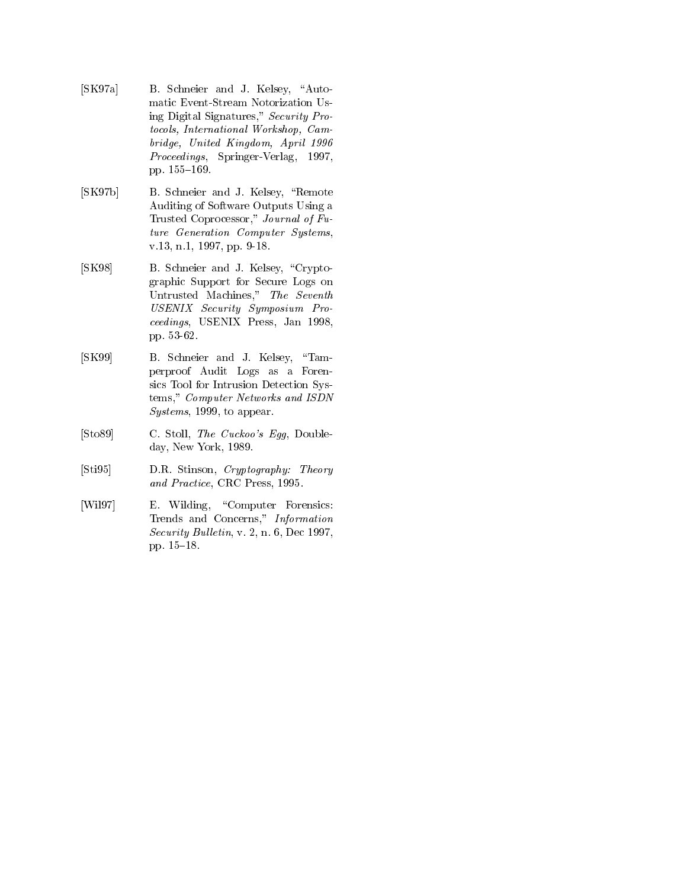[SK97a] B. Schneier and J. Kelsey, "Automatic Event-Stream Notorization Using Digital Signatures," *Security Protocols, International Workshop, Cambridge, United Kingdom, April 1996 Proceedings*, Springer-Verlag, 1997, pp. 155–169.

[SK97b] B. Schneier and J. Kelsey, "Remote Auditing of Software Outputs Using a Trusted Coprocessor," *Journal of Future Generation Computer Systems*, v.13, n.1, 1997, pp. 9-18.

[SK98] B. Schneier and J. Kelsey, "Cryptographic Support for Secure Logs on Untrusted Machines," *The Seventh USENIX Security Symposium Proceedings*, USENIX Press, Jan 1998, pp. 53-62.

[SK99] B. Schneier and J. Kelsey, "Tamperproof Audit Logs as a Forensics Tool for Intrusion Detection Systems," *Computer Networks and ISDN Systems*, 1999, to appear.

[Sto89] C. Stoll, *The Cuckoo's Egg*, Doubleday, New York, 1989.

[Sti95] D.R. Stinson, *Cryptography: Theory and Practice*, CRC Press, 1995.

[Wil97] E. Wilding, "Computer Forensics: Trends and Concerns," *Information Security Bulletin*, v. 2, n. 6, Dec 1997, pp. 15–18.